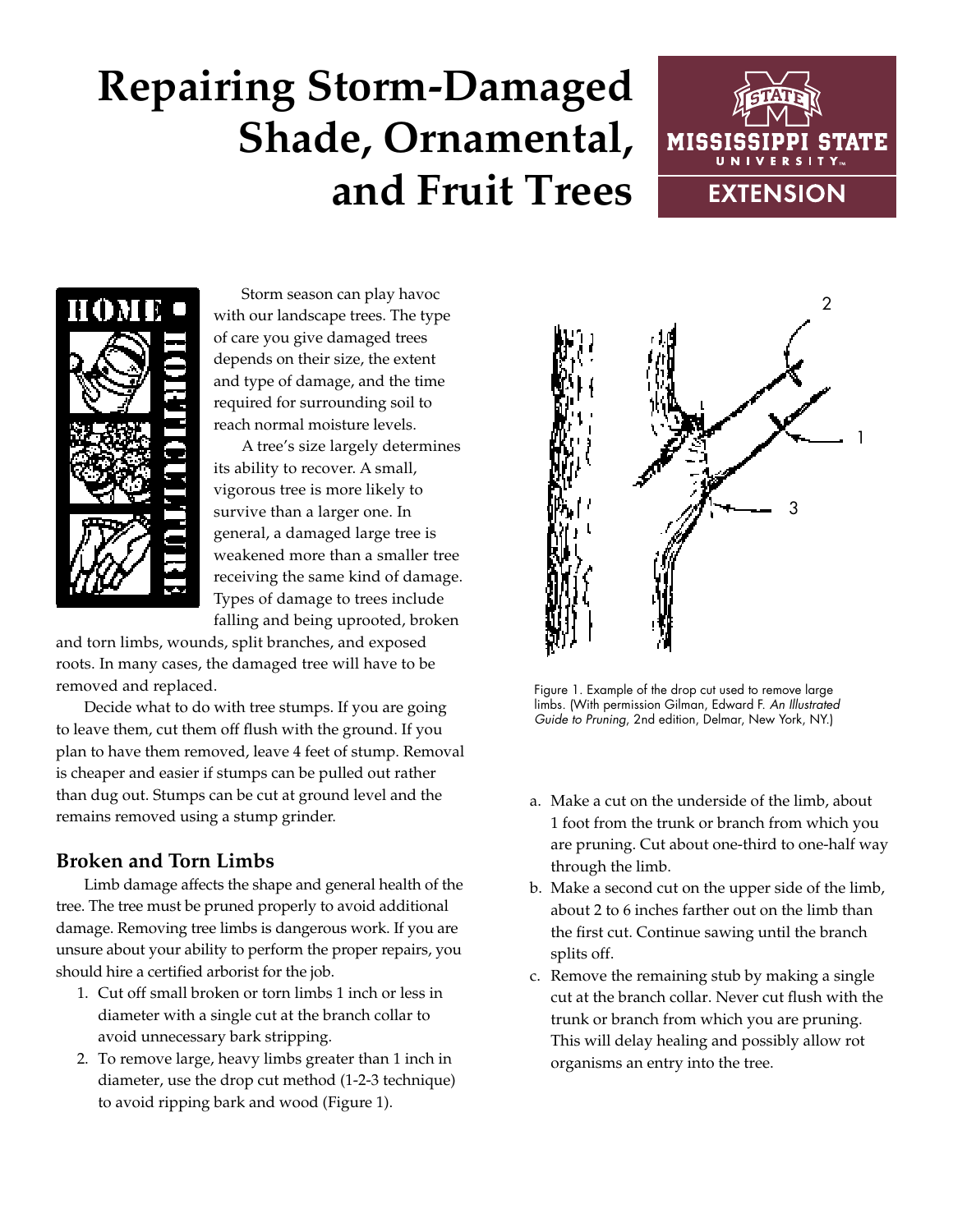# Repairing Storm-Damaged Shade, Ornamental, and Fruit Trees

Storm season can play havoc with our landscape trees. The type of care you give damaged trees depends on their size, the extent and type of damage, and the time required for surrounding soil to reach normal moisture levels.

A tree's size largely determines its ability to recover. A small, vigorous tree is more likely to survive than a larger one. In general, a damaged large tree is weakened more than a smaller tree receiving the same kind of damage. Types of damage to trees include falling and being uprooted, broken and torn limbs, wounds, split branches, and exposed roots. In many cases, the damaged tree will have to be removed and replaced.

Decide what to do with tree stumps. If you are going to leave them, cut them off flush with the ground. If you plan to have them removed, leave 4 feet of stump. Removal is cheaper and easier if stumps can be pulled out rather than dug out. Stumps can be cut at ground level and the remains removed using a stump grinder.

## Broken and Torn Limbs

Limb damage affects the shape and general health of the tree. The tree must be pruned properly to avoid additional damage. Removing tree limbs is dangerous work. If you are unsure about your ability to perform the proper repairs, you should hire a certified arborist for the job.

1. Cut off small broken or torn limbs 1 inch or less in diameter with a single cut at the branch collar to avoid unnecessary bark stripping.
2. To remove large, heavy limbs greater than 1 inch in diameter, use the drop cut method (1-2-3 technique) to avoid ripping bark and wood (Figure 1).

Figure 1. Example of the drop cut used to remove large limbs. (With permission Gilman, Edward F. *An Illustrated Guide to Pruning*, 2nd edition, Delmar, New York, NY.)

a. Make a cut on the underside of the limb, about 1 foot from the trunk or branch from which you are pruning. Cut about one-third to one-half way through the limb.

b. Make a second cut on the upper side of the limb, about 2 to 6 inches farther out on the limb than the first cut. Continue sawing until the branch splits off.

c. Remove the remaining stub by making a single cut at the branch collar. Never cut flush with the trunk or branch from which you are pruning. This will delay healing and possibly allow rot organisms an entry into the tree.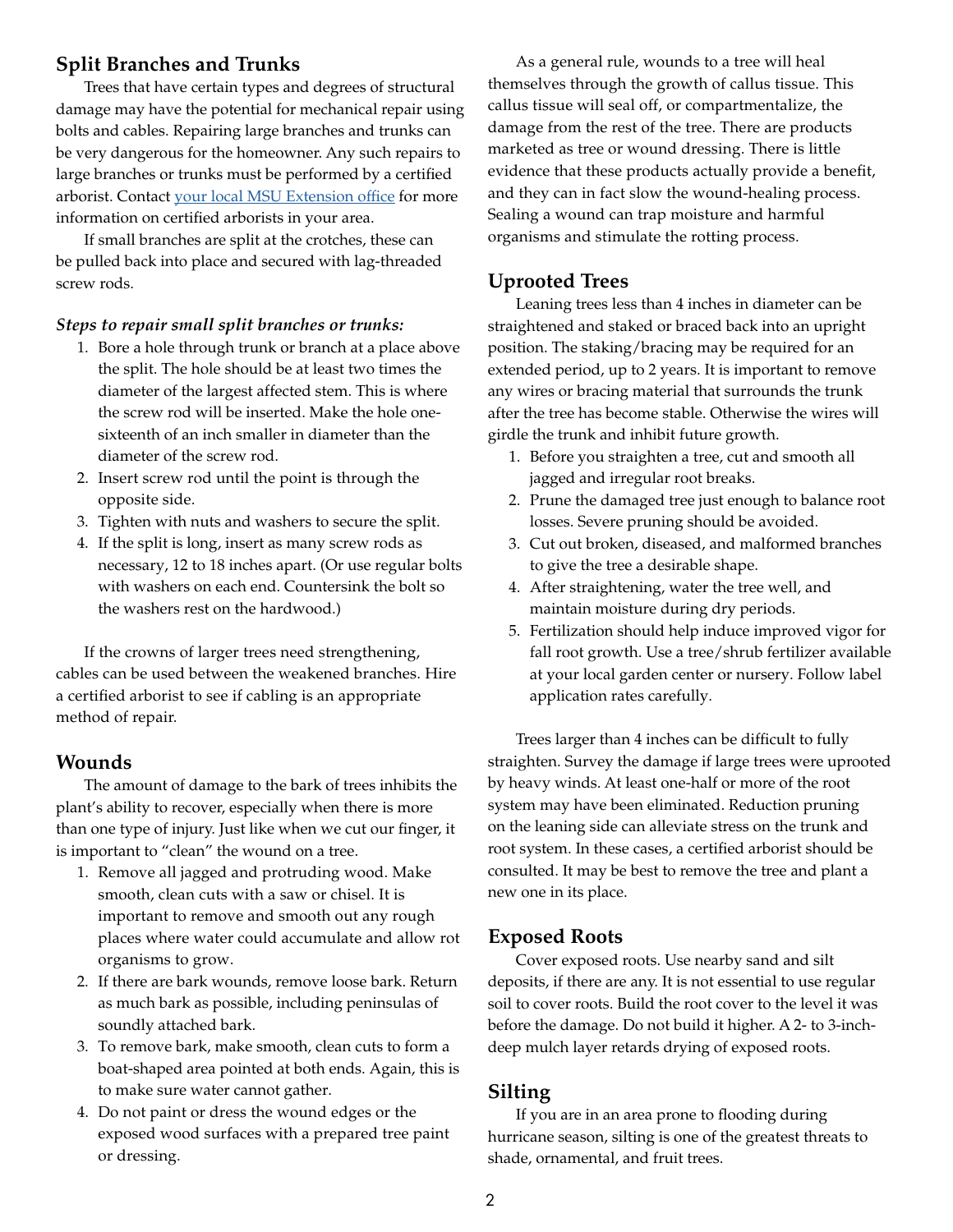## Split Branches and Trunks

Trees that have certain types and degrees of structural damage may have the potential for mechanical repair using bolts and cables. Repairing large branches and trunks can be very dangerous for the homeowner. Any such repairs to large branches or trunks must be performed by a certified arborist. Contact your local MSU Extension office for more information on certified arborists in your area.

If small branches are split at the crotches, these can be pulled back into place and secured with lag-threaded screw rods.

***Steps to repair small split branches or trunks:***

1. Bore a hole through trunk or branch at a place above the split. The hole should be at least two times the diameter of the largest affected stem. This is where the screw rod will be inserted. Make the hole one-sixteenth of an inch smaller in diameter than the diameter of the screw rod.
2. Insert screw rod until the point is through the opposite side.
3. Tighten with nuts and washers to secure the split.
4. If the split is long, insert as many screw rods as necessary, 12 to 18 inches apart. (Or use regular bolts with washers on each end. Countersink the bolt so the washers rest on the hardwood.)

If the crowns of larger trees need strengthening, cables can be used between the weakened branches. Hire a certified arborist to see if cabling is an appropriate method of repair.

## Wounds

The amount of damage to the bark of trees inhibits the plant's ability to recover, especially when there is more than one type of injury. Just like when we cut our finger, it is important to "clean" the wound on a tree.

1. Remove all jagged and protruding wood. Make smooth, clean cuts with a saw or chisel. It is important to remove and smooth out any rough places where water could accumulate and allow rot organisms to grow.
2. If there are bark wounds, remove loose bark. Return as much bark as possible, including peninsulas of soundly attached bark.
3. To remove bark, make smooth, clean cuts to form a boat-shaped area pointed at both ends. Again, this is to make sure water cannot gather.
4. Do not paint or dress the wound edges or the exposed wood surfaces with a prepared tree paint or dressing.

As a general rule, wounds to a tree will heal themselves through the growth of callus tissue. This callus tissue will seal off, or compartmentalize, the damage from the rest of the tree. There are products marketed as tree or wound dressing. There is little evidence that these products actually provide a benefit, and they can in fact slow the wound-healing process. Sealing a wound can trap moisture and harmful organisms and stimulate the rotting process.

## Uprooted Trees

Leaning trees less than 4 inches in diameter can be straightened and staked or braced back into an upright position. The staking/bracing may be required for an extended period, up to 2 years. It is important to remove any wires or bracing material that surrounds the trunk after the tree has become stable. Otherwise the wires will girdle the trunk and inhibit future growth.

1. Before you straighten a tree, cut and smooth all jagged and irregular root breaks.
2. Prune the damaged tree just enough to balance root losses. Severe pruning should be avoided.
3. Cut out broken, diseased, and malformed branches to give the tree a desirable shape.
4. After straightening, water the tree well, and maintain moisture during dry periods.
5. Fertilization should help induce improved vigor for fall root growth. Use a tree/shrub fertilizer available at your local garden center or nursery. Follow label application rates carefully.

Trees larger than 4 inches can be difficult to fully straighten. Survey the damage if large trees were uprooted by heavy winds. At least one-half or more of the root system may have been eliminated. Reduction pruning on the leaning side can alleviate stress on the trunk and root system. In these cases, a certified arborist should be consulted. It may be best to remove the tree and plant a new one in its place.

## Exposed Roots

Cover exposed roots. Use nearby sand and silt deposits, if there are any. It is not essential to use regular soil to cover roots. Build the root cover to the level it was before the damage. Do not build it higher. A 2- to 3-inch-deep mulch layer retards drying of exposed roots.

## Silting

If you are in an area prone to flooding during hurricane season, silting is one of the greatest threats to shade, ornamental, and fruit trees.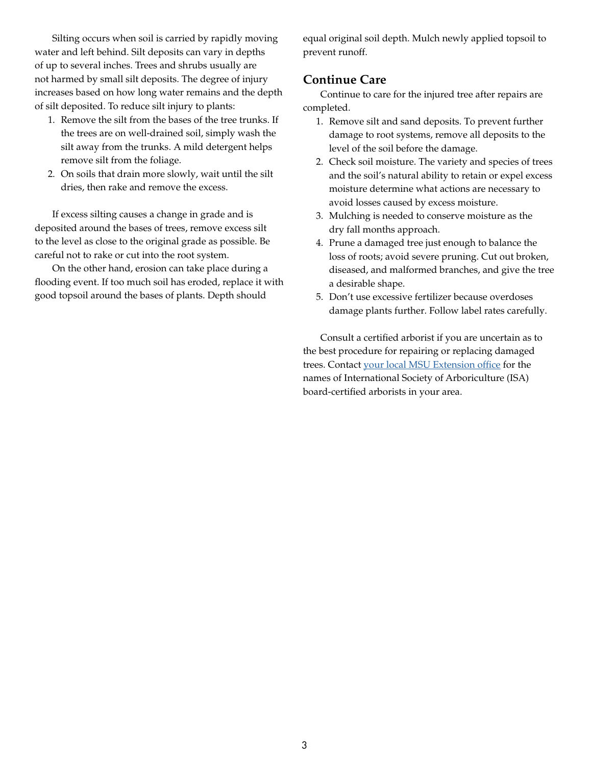Silting occurs when soil is carried by rapidly moving water and left behind. Silt deposits can vary in depths of up to several inches. Trees and shrubs usually are not harmed by small silt deposits. The degree of injury increases based on how long water remains and the depth of silt deposited. To reduce silt injury to plants:

1. Remove the silt from the bases of the tree trunks. If the trees are on well-drained soil, simply wash the silt away from the trunks. A mild detergent helps remove silt from the foliage.
2. On soils that drain more slowly, wait until the silt dries, then rake and remove the excess.

If excess silting causes a change in grade and is deposited around the bases of trees, remove excess silt to the level as close to the original grade as possible. Be careful not to rake or cut into the root system.

On the other hand, erosion can take place during a flooding event. If too much soil has eroded, replace it with good topsoil around the bases of plants. Depth should equal original soil depth. Mulch newly applied topsoil to prevent runoff.

## Continue Care

Continue to care for the injured tree after repairs are completed.

1. Remove silt and sand deposits. To prevent further damage to root systems, remove all deposits to the level of the soil before the damage.
2. Check soil moisture. The variety and species of trees and the soil's natural ability to retain or expel excess moisture determine what actions are necessary to avoid losses caused by excess moisture.
3. Mulching is needed to conserve moisture as the dry fall months approach.
4. Prune a damaged tree just enough to balance the loss of roots; avoid severe pruning. Cut out broken, diseased, and malformed branches, and give the tree a desirable shape.
5. Don't use excessive fertilizer because overdoses damage plants further. Follow label rates carefully.

Consult a certified arborist if you are uncertain as to the best procedure for repairing or replacing damaged trees. Contact your local MSU Extension office for the names of International Society of Arboriculture (ISA) board-certified arborists in your area.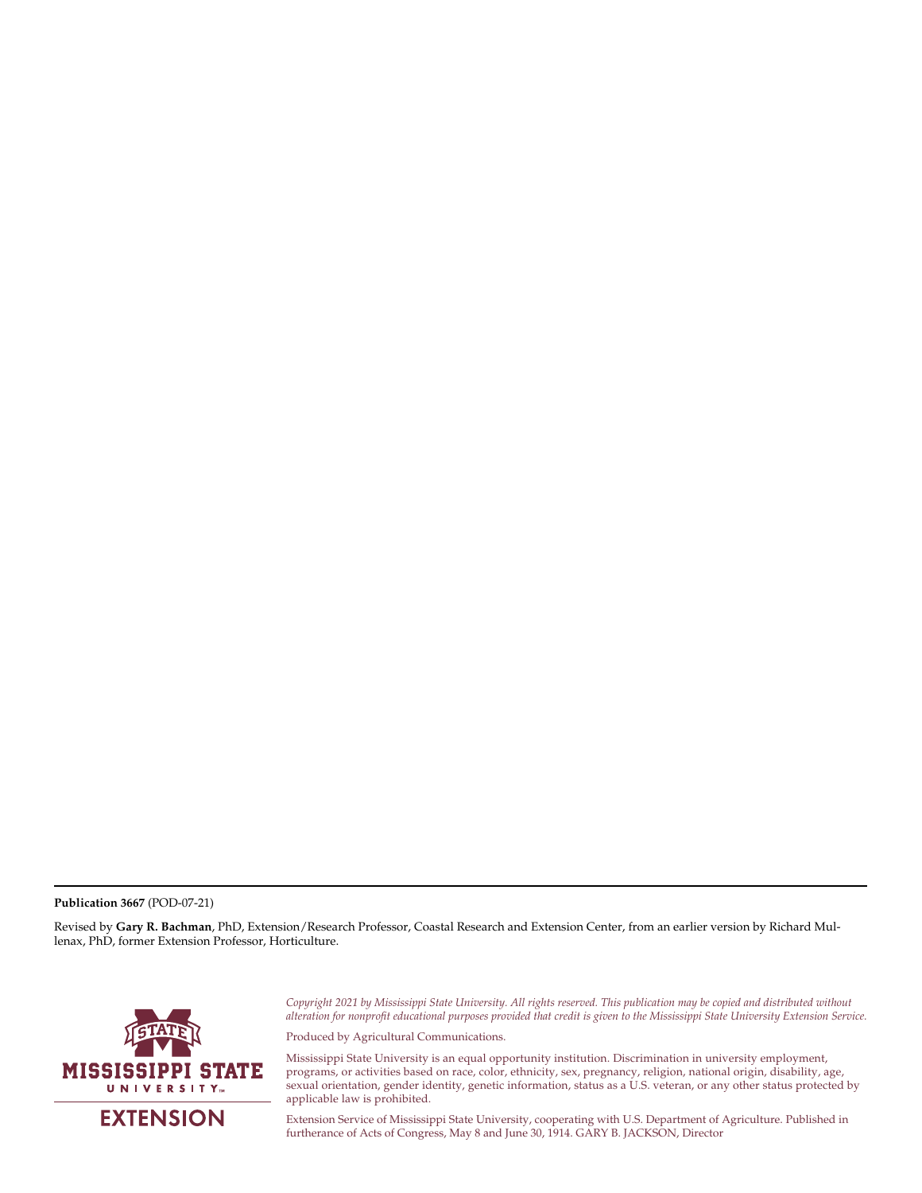**Publication 3667** (POD-07-21)

Revised by **Gary R. Bachman**, PhD, Extension/Research Professor, Coastal Research and Extension Center, from an earlier version by Richard Mullenax, PhD, former Extension Professor, Horticulture.

MISSISSIPPI STATE UNIVERSITY™ EXTENSION

*Copyright 2021 by Mississippi State University. All rights reserved. This publication may be copied and distributed without alteration for nonprofit educational purposes provided that credit is given to the Mississippi State University Extension Service.*

Produced by Agricultural Communications.

Mississippi State University is an equal opportunity institution. Discrimination in university employment, programs, or activities based on race, color, ethnicity, sex, pregnancy, religion, national origin, disability, age, sexual orientation, gender identity, genetic information, status as a U.S. veteran, or any other status protected by applicable law is prohibited.

Extension Service of Mississippi State University, cooperating with U.S. Department of Agriculture. Published in furtherance of Acts of Congress, May 8 and June 30, 1914. GARY B. JACKSON, Director